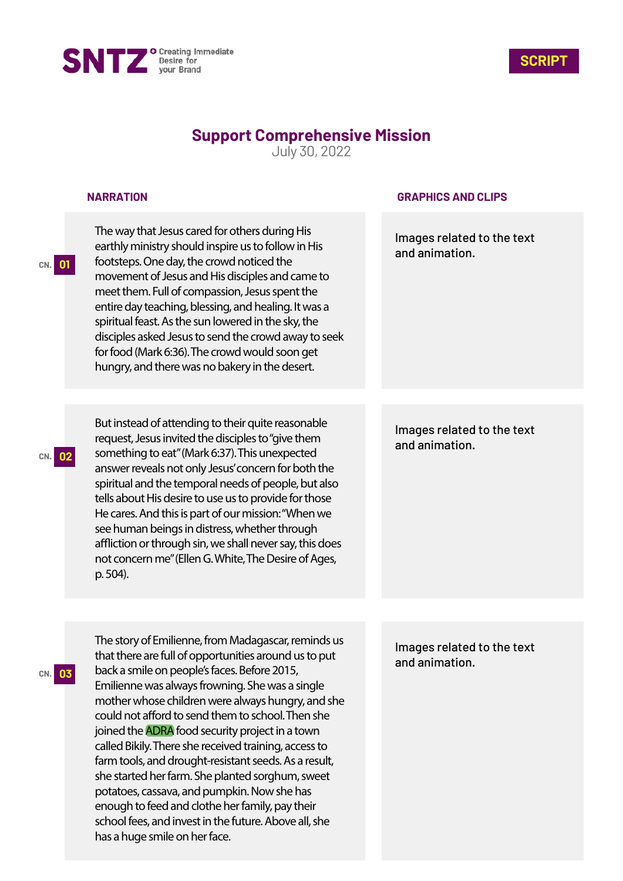SNTZ Creating Immediate Desire for your Brand

SCRIPT

## Support Comprehensive Mission

July 30, 2022

| | NARRATION | GRAPHICS AND CLIPS |
|---|---|---|
| CN. 01 | The way that Jesus cared for others during His earthly ministry should inspire us to follow in His footsteps. One day, the crowd noticed the movement of Jesus and His disciples and came to meet them. Full of compassion, Jesus spent the entire day teaching, blessing, and healing. It was a spiritual feast. As the sun lowered in the sky, the disciples asked Jesus to send the crowd away to seek for food (Mark 6:36). The crowd would soon get hungry, and there was no bakery in the desert. | Images related to the text and animation. |
| CN. 02 | But instead of attending to their quite reasonable request, Jesus invited the disciples to "give them something to eat" (Mark 6:37). This unexpected answer reveals not only Jesus' concern for both the spiritual and the temporal needs of people, but also tells about His desire to use us to provide for those He cares. And this is part of our mission: "When we see human beings in distress, whether through affliction or through sin, we shall never say, this does not concern me" (Ellen G. White, The Desire of Ages, p. 504). | Images related to the text and animation. |
| CN. 03 | The story of Emilienne, from Madagascar, reminds us that there are full of opportunities around us to put back a smile on people's faces. Before 2015, Emilienne was always frowning. She was a single mother whose children were always hungry, and she could not afford to send them to school. Then she joined the ADRA food security project in a town called Bikily. There she received training, access to farm tools, and drought-resistant seeds. As a result, she started her farm. She planted sorghum, sweet potatoes, cassava, and pumpkin. Now she has enough to feed and clothe her family, pay their school fees, and invest in the future. Above all, she has a huge smile on her face. | Images related to the text and animation. |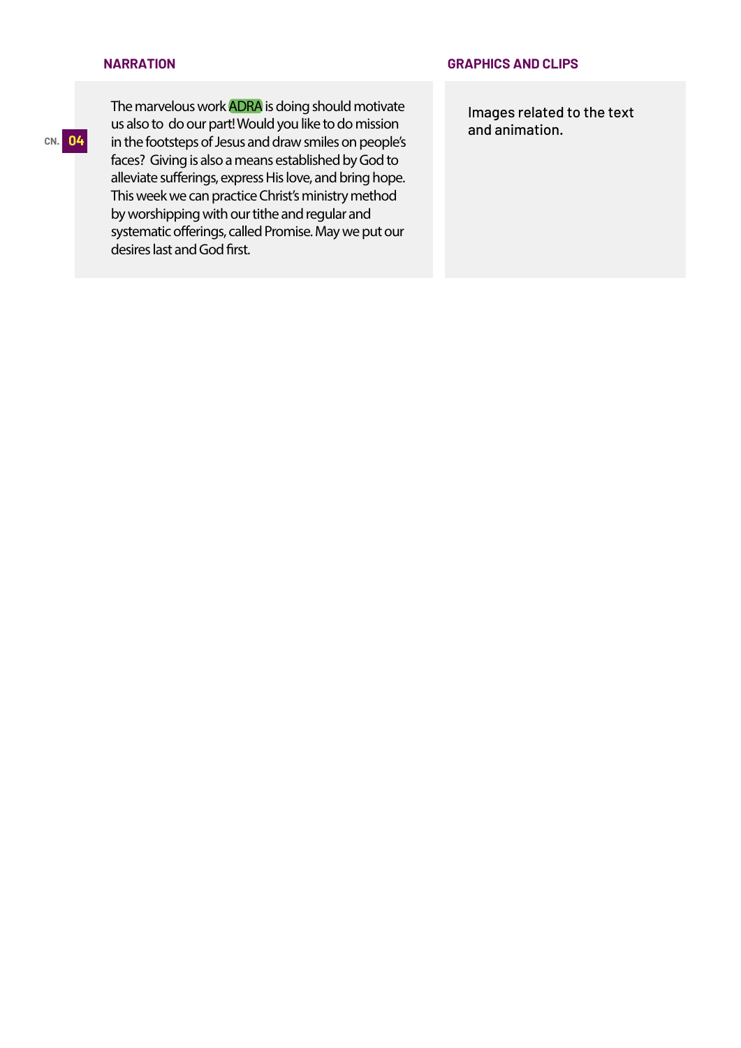| | NARRATION | GRAPHICS AND CLIPS |
|---|---|---|
| CN. 04 | The marvelous work ADRA is doing should motivate us also to do our part! Would you like to do mission in the footsteps of Jesus and draw smiles on people's faces? Giving is also a means established by God to alleviate sufferings, express His love, and bring hope. This week we can practice Christ's ministry method by worshipping with our tithe and regular and systematic offerings, called Promise. May we put our desires last and God first. | Images related to the text and animation. |